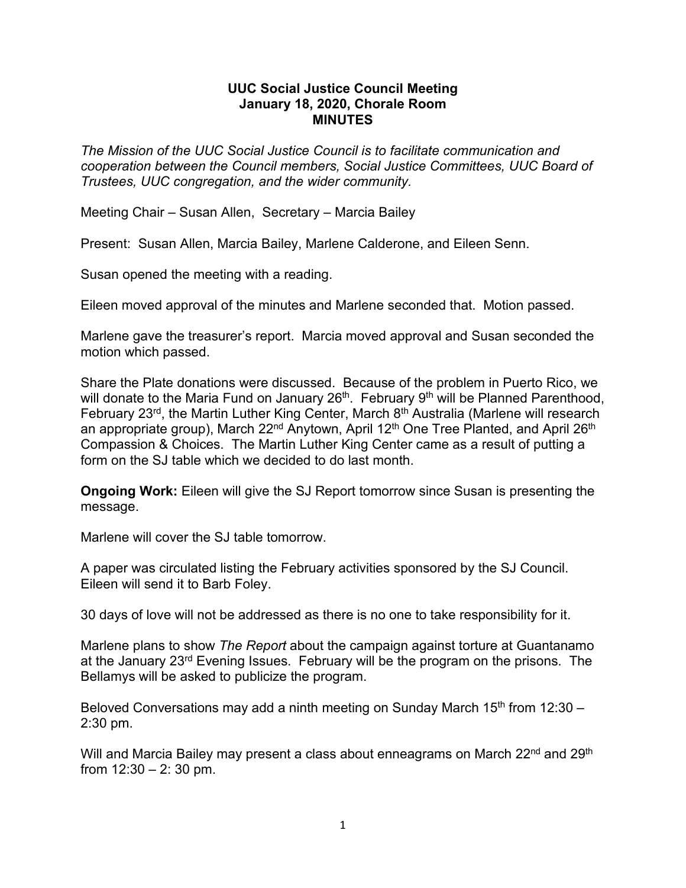**UUC Social Justice Council Meeting**
**January 18, 2020, Chorale Room**
**MINUTES**

*The Mission of the UUC Social Justice Council is to facilitate communication and cooperation between the Council members, Social Justice Committees, UUC Board of Trustees, UUC congregation, and the wider community.*

Meeting Chair – Susan Allen, Secretary – Marcia Bailey

Present: Susan Allen, Marcia Bailey, Marlene Calderone, and Eileen Senn.

Susan opened the meeting with a reading.

Eileen moved approval of the minutes and Marlene seconded that. Motion passed.

Marlene gave the treasurer's report. Marcia moved approval and Susan seconded the motion which passed.

Share the Plate donations were discussed. Because of the problem in Puerto Rico, we will donate to the Maria Fund on January 26th. February 9th will be Planned Parenthood, February 23rd, the Martin Luther King Center, March 8th Australia (Marlene will research an appropriate group), March 22nd Anytown, April 12th One Tree Planted, and April 26th Compassion & Choices. The Martin Luther King Center came as a result of putting a form on the SJ table which we decided to do last month.

**Ongoing Work:** Eileen will give the SJ Report tomorrow since Susan is presenting the message.

Marlene will cover the SJ table tomorrow.

A paper was circulated listing the February activities sponsored by the SJ Council. Eileen will send it to Barb Foley.

30 days of love will not be addressed as there is no one to take responsibility for it.

Marlene plans to show *The Report* about the campaign against torture at Guantanamo at the January 23rd Evening Issues. February will be the program on the prisons. The Bellamys will be asked to publicize the program.

Beloved Conversations may add a ninth meeting on Sunday March 15th from 12:30 – 2:30 pm.

Will and Marcia Bailey may present a class about enneagrams on March 22nd and 29th from 12:30 – 2: 30 pm.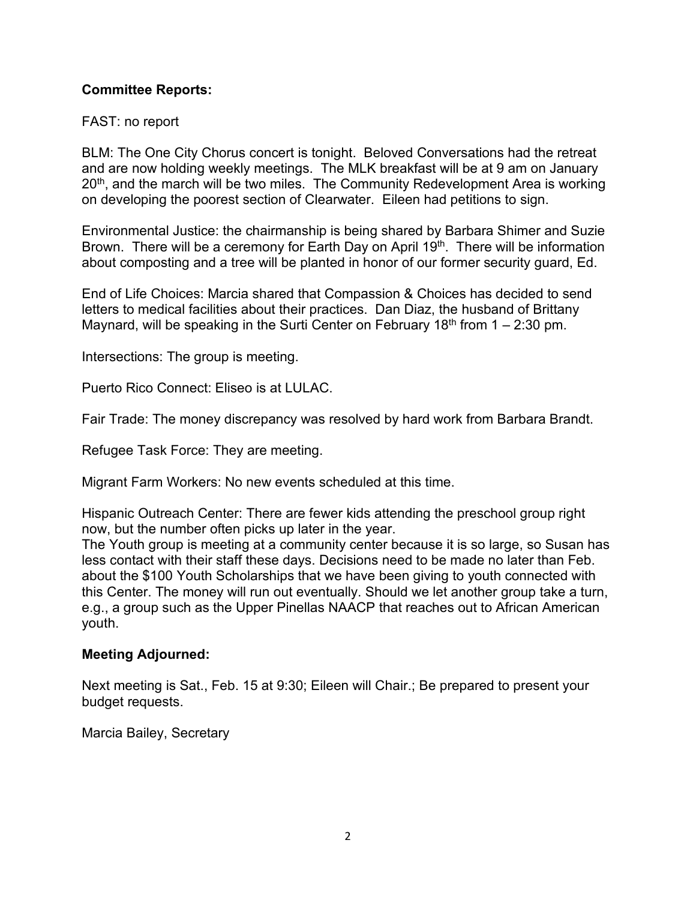**Committee Reports:**

FAST: no report

BLM: The One City Chorus concert is tonight. Beloved Conversations had the retreat and are now holding weekly meetings. The MLK breakfast will be at 9 am on January 20th, and the march will be two miles. The Community Redevelopment Area is working on developing the poorest section of Clearwater. Eileen had petitions to sign.

Environmental Justice: the chairmanship is being shared by Barbara Shimer and Suzie Brown. There will be a ceremony for Earth Day on April 19th. There will be information about composting and a tree will be planted in honor of our former security guard, Ed.

End of Life Choices: Marcia shared that Compassion & Choices has decided to send letters to medical facilities about their practices. Dan Diaz, the husband of Brittany Maynard, will be speaking in the Surti Center on February 18th from 1 – 2:30 pm.

Intersections: The group is meeting.

Puerto Rico Connect: Eliseo is at LULAC.

Fair Trade: The money discrepancy was resolved by hard work from Barbara Brandt.

Refugee Task Force: They are meeting.

Migrant Farm Workers: No new events scheduled at this time.

Hispanic Outreach Center: There are fewer kids attending the preschool group right now, but the number often picks up later in the year.
The Youth group is meeting at a community center because it is so large, so Susan has less contact with their staff these days. Decisions need to be made no later than Feb. about the $100 Youth Scholarships that we have been giving to youth connected with this Center. The money will run out eventually. Should we let another group take a turn, e.g., a group such as the Upper Pinellas NAACP that reaches out to African American youth.

**Meeting Adjourned:**

Next meeting is Sat., Feb. 15 at 9:30; Eileen will Chair.; Be prepared to present your budget requests.

Marcia Bailey, Secretary